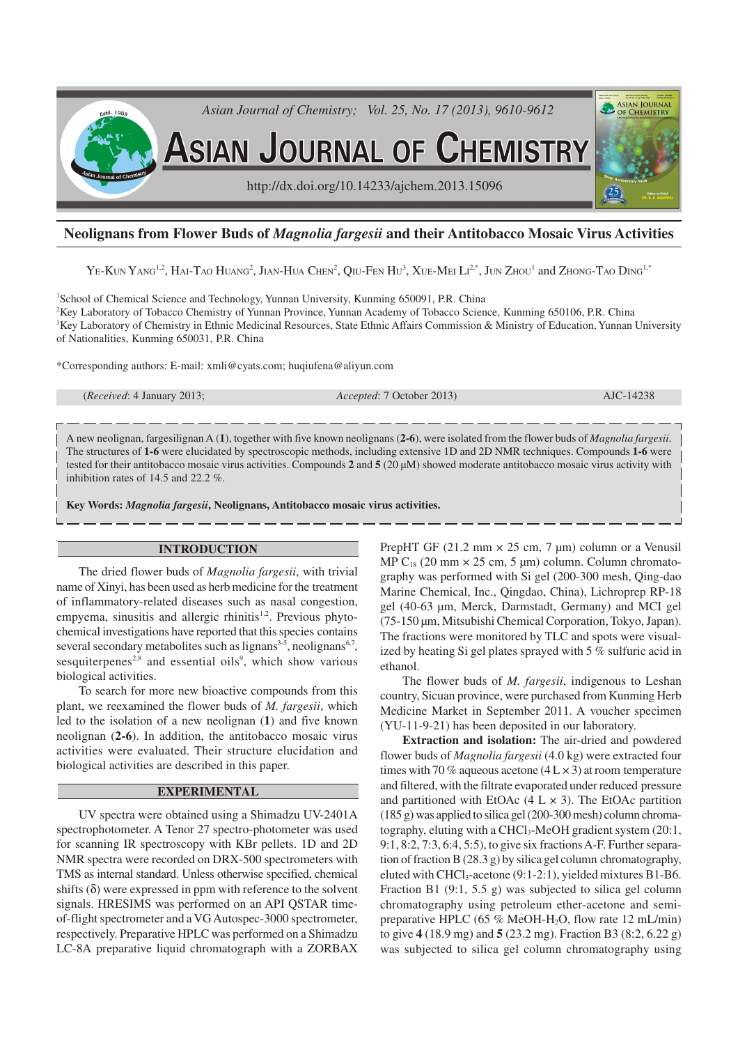# Neolignans from Flower Buds of *Magnolia fargesii* and their Antitobacco Mosaic Virus Activities

Ye-Kun Yang[1,2], Hai-Tao Huang[2], Jian-Hua Chen[2], Qiu-Fen Hu[3], Xue-Mei Li[2,*], Jun Zhou[1] and Zhong-Tao Ding[1,*]

[1]School of Chemical Science and Technology, Yunnan University, Kunming 650091, P.R. China
[2]Key Laboratory of Tobacco Chemistry of Yunnan Province, Yunnan Academy of Tobacco Science, Kunming 650106, P.R. China
[3]Key Laboratory of Chemistry in Ethnic Medicinal Resources, State Ethnic Affairs Commission & Ministry of Education, Yunnan University of Nationalities, Kunming 650031, P.R. China

*Corresponding authors: E-mail: xmli@cyats.com; huqiufena@aliyun.com

(*Received*: 4 January 2013; *Accepted*: 7 October 2013) AJC-14238

A new neolignan, fargesilignan A (**1**), together with five known neolignans (**2-6**), were isolated from the flower buds of *Magnolia fargesii*. The structures of **1-6** were elucidated by spectroscopic methods, including extensive 1D and 2D NMR techniques. Compounds **1-6** were tested for their antitobacco mosaic virus activities. Compounds **2** and **5** (20 μM) showed moderate antitobacco mosaic virus activity with inhibition rates of 14.5 and 22.2 %.

**Key Words:** ***Magnolia fargesii*, Neolignans, Antitobacco mosaic virus activities.**

## INTRODUCTION

The dried flower buds of *Magnolia fargesii*, with trivial name of Xinyi, has been used as herb medicine for the treatment of inflammatory-related diseases such as nasal congestion, empyema, sinusitis and allergic rhinitis[1,2]. Previous phytochemical investigations have reported that this species contains several secondary metabolites such as lignans[3-5], neolignans[6,7], sesquiterpenes[2,8] and essential oils[9], which show various biological activities.

To search for more new bioactive compounds from this plant, we reexamined the flower buds of *M. fargesii*, which led to the isolation of a new neolignan (**1**) and five known neolignan (**2-6**). In addition, the antitobacco mosaic virus activities were evaluated. Their structure elucidation and biological activities are described in this paper.

## EXPERIMENTAL

UV spectra were obtained using a Shimadzu UV-2401A spectrophotometer. A Tenor 27 spectro-photometer was used for scanning IR spectroscopy with KBr pellets. 1D and 2D NMR spectra were recorded on DRX-500 spectrometers with TMS as internal standard. Unless otherwise specified, chemical shifts (δ) were expressed in ppm with reference to the solvent signals. HRESIMS was performed on an API QSTAR time-of-flight spectrometer and a VG Autospec-3000 spectrometer, respectively. Preparative HPLC was performed on a Shimadzu LC-8A preparative liquid chromatograph with a ZORBAX PrepHT GF (21.2 mm × 25 cm, 7 μm) column or a Venusil MP $C_{18}$ (20 mm × 25 cm, 5 μm) column. Column chromatography was performed with Si gel (200-300 mesh, Qing-dao Marine Chemical, Inc., Qingdao, China), Lichroprep RP-18 gel (40-63 μm, Merck, Darmstadt, Germany) and MCI gel (75-150 μm, Mitsubishi Chemical Corporation, Tokyo, Japan). The fractions were monitored by TLC and spots were visualized by heating Si gel plates sprayed with 5 % sulfuric acid in ethanol.

The flower buds of *M. fargesii*, indigenous to Leshan country, Sicuan province, were purchased from Kunming Herb Medicine Market in September 2011. A voucher specimen (YU-11-9-21) has been deposited in our laboratory.

**Extraction and isolation:** The air-dried and powdered flower buds of *Magnolia fargesii* (4.0 kg) were extracted four times with 70 % aqueous acetone (4 L × 3) at room temperature and filtered, with the filtrate evaporated under reduced pressure and partitioned with EtOAc (4 L × 3). The EtOAc partition (185 g) was applied to silica gel (200-300 mesh) column chromatography, eluting with a $CHCl_3$-MeOH gradient system (20:1, 9:1, 8:2, 7:3, 6:4, 5:5), to give six fractions A-F. Further separation of fraction B (28.3 g) by silica gel column chromatography, eluted with $CHCl_3$-acetone (9:1-2:1), yielded mixtures B1-B6. Fraction B1 (9:1, 5.5 g) was subjected to silica gel column chromatography using petroleum ether-acetone and semi-preparative HPLC (65 % MeOH-$H_2O$, flow rate 12 mL/min) to give **4** (18.9 mg) and **5** (23.2 mg). Fraction B3 (8:2, 6.22 g) was subjected to silica gel column chromatography using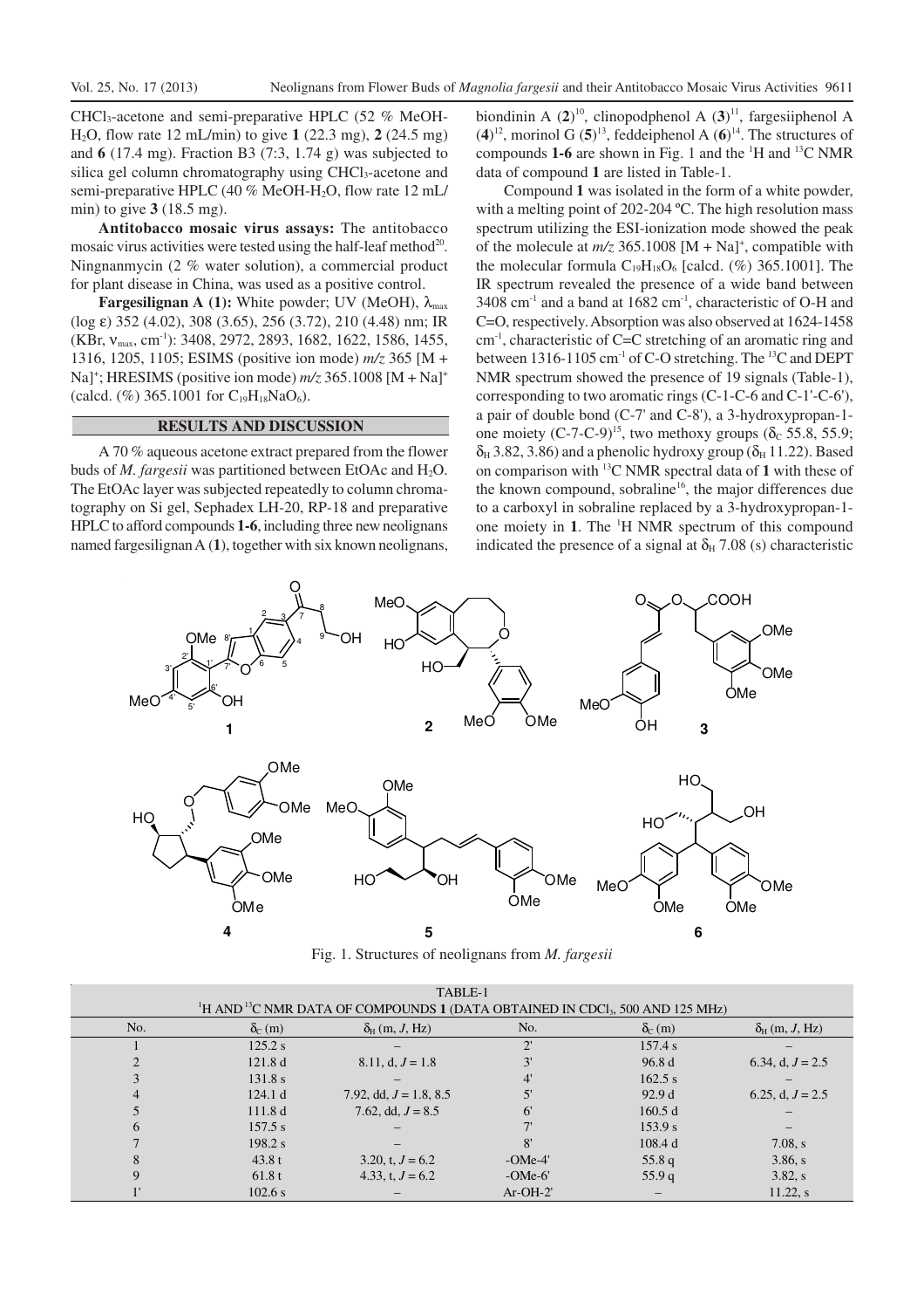CHCl$_3$-acetone and semi-preparative HPLC (52 % MeOH-$H_2O$, flow rate 12 mL/min) to give **1** (22.3 mg), **2** (24.5 mg) and **6** (17.4 mg). Fraction B3 (7:3, 1.74 g) was subjected to silica gel column chromatography using CHCl$_3$-acetone and semi-preparative HPLC (40 % MeOH-$H_2O$, flow rate 12 mL/min) to give **3** (18.5 mg).

**Antitobacco mosaic virus assays:** The antitobacco mosaic virus activities were tested using the half-leaf method[20]. Ningnanmycin (2 % water solution), a commercial product for plant disease in China, was used as a positive control.

**Fargesilignan A (1):** White powder; UV (MeOH), $\lambda_{max}$ (log ε) 352 (4.02), 308 (3.65), 256 (3.72), 210 (4.48) nm; IR (KBr, $\nu_{max}$, cm$^{-1}$): 3408, 2972, 2893, 1682, 1622, 1586, 1455, 1316, 1205, 1105; ESIMS (positive ion mode) *m/z* 365 [M + Na]$^+$; HRESIMS (positive ion mode) *m/z* 365.1008 [M + Na]$^+$ (calcd. (%) 365.1001 for $C_{19}H_{18}NaO_6$).

## RESULTS AND DISCUSSION

A 70 % aqueous acetone extract prepared from the flower buds of *M. fargesii* was partitioned between EtOAc and $H_2O$. The EtOAc layer was subjected repeatedly to column chromatography on Si gel, Sephadex LH-20, RP-18 and preparative HPLC to afford compounds **1-6**, including three new neolignans named fargesilignan A (**1**), together with six known neolignans, biondinin A (**2**)[10], clinopodphenol A (**3**)[11], fargesiiphenol A (**4**)[12], morinol G (**5**)[13], feddeiphenol A (**6**)[14]. The structures of compounds **1-6** are shown in Fig. 1 and the $^1$H and $^{13}$C NMR data of compound **1** are listed in Table-1.

Compound **1** was isolated in the form of a white powder, with a melting point of 202-204 ºC. The high resolution mass spectrum utilizing the ESI-ionization mode showed the peak of the molecule at *m/z* 365.1008 [M + Na]$^+$, compatible with the molecular formula $C_{19}H_{18}O_6$ [calcd. (%) 365.1001]. The IR spectrum revealed the presence of a wide band between 3408 cm$^{-1}$ and a band at 1682 cm$^{-1}$, characteristic of O-H and C=O, respectively. Absorption was also observed at 1624-1458 cm$^{-1}$, characteristic of C=C stretching of an aromatic ring and between 1316-1105 cm$^{-1}$ of C-O stretching. The $^{13}$C and DEPT NMR spectrum showed the presence of 19 signals (Table-1), corresponding to two aromatic rings (C-1-C-6 and C-1'-C-6'), a pair of double bond (C-7' and C-8'), a 3-hydroxypropan-1-one moiety (C-7-C-9)[15], two methoxy groups ($\delta_C$ 55.8, 55.9; $\delta_H$ 3.82, 3.86) and a phenolic hydroxy group ($\delta_H$ 11.22). Based on comparison with $^{13}$C NMR spectral data of **1** with these of the known compound, sobraline[16], the major differences due to a carboxyl in sobraline replaced by a 3-hydroxypropan-1-one moiety in **1**. The $^1$H NMR spectrum of this compound indicated the presence of a signal at $\delta_H$ 7.08 (s) characteristic

Fig. 1. Structures of neolignans from *M. fargesii*

TABLE-1
$^1$H AND $^{13}$C NMR DATA OF COMPOUNDS **1** (DATA OBTAINED IN CDCl$_3$, 500 AND 125 MHz)

| No. | $\delta_C$ (m) | $\delta_H$ (m, *J*, Hz) | No. | $\delta_C$ (m) | $\delta_H$ (m, *J*, Hz) |
|---|---|---|---|---|---|
| 1 | 125.2 s | – | 2' | 157.4 s | – |
| 2 | 121.8 d | 8.11, d, *J* = 1.8 | 3' | 96.8 d | 6.34, d, *J* = 2.5 |
| 3 | 131.8 s | – | 4' | 162.5 s | – |
| 4 | 124.1 d | 7.92, dd, *J* = 1.8, 8.5 | 5' | 92.9 d | 6.25, d, *J* = 2.5 |
| 5 | 111.8 d | 7.62, dd, *J* = 8.5 | 6' | 160.5 d | – |
| 6 | 157.5 s | – | 7' | 153.9 s | – |
| 7 | 198.2 s | – | 8' | 108.4 d | 7.08, s |
| 8 | 43.8 t | 3.20, t, *J* = 6.2 | -OMe-4' | 55.8 q | 3.86, s |
| 9 | 61.8 t | 4.33, t, *J* = 6.2 | -OMe-6' | 55.9 q | 3.82, s |
| 1' | 102.6 s | – | Ar-OH-2' | – | 11.22, s |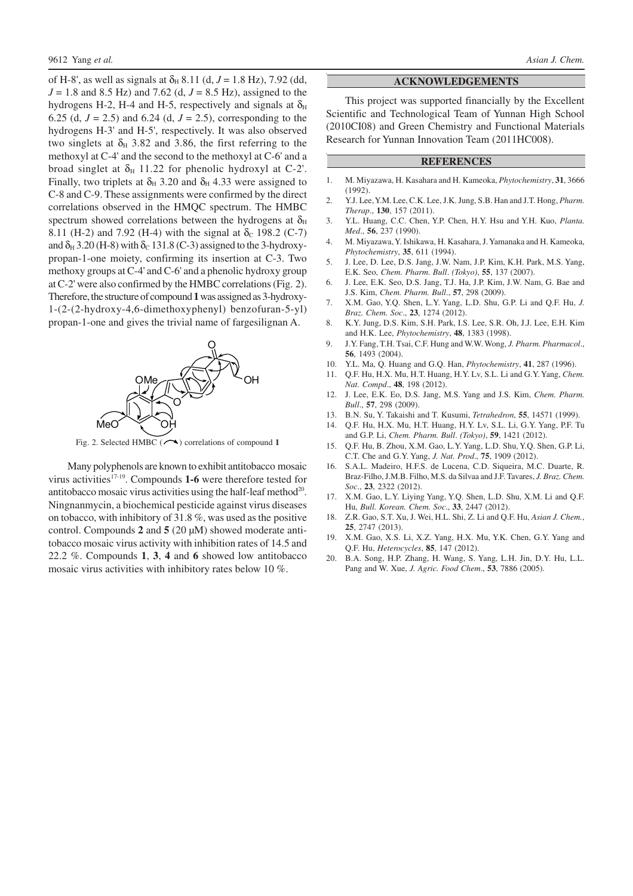of H-8', as well as signals at $\delta_H$ 8.11 (d, $J$ = 1.8 Hz), 7.92 (dd, $J$ = 1.8 and 8.5 Hz) and 7.62 (d, $J$ = 8.5 Hz), assigned to the hydrogens H-2, H-4 and H-5, respectively and signals at $\delta_H$ 6.25 (d, $J$ = 2.5) and 6.24 (d, $J$ = 2.5), corresponding to the hydrogens H-3' and H-5', respectively. It was also observed two singlets at $\delta_H$ 3.82 and 3.86, the first referring to the methoxyl at C-4' and the second to the methoxyl at C-6' and a broad singlet at $\delta_H$ 11.22 for phenolic hydroxyl at C-2'. Finally, two triplets at $\delta_H$ 3.20 and $\delta_H$ 4.33 were assigned to C-8 and C-9. These assignments were confirmed by the direct correlations observed in the HMQC spectrum. The HMBC spectrum showed correlations between the hydrogens at $\delta_H$ 8.11 (H-2) and 7.92 (H-4) with the signal at $\delta_C$ 198.2 (C-7) and $\delta_H$ 3.20 (H-8) with $\delta_C$ 131.8 (C-3) assigned to the 3-hydroxy-propan-1-one moiety, confirming its insertion at C-3. Two methoxy groups at C-4' and C-6' and a phenolic hydroxy group at C-2' were also confirmed by the HMBC correlations (Fig. 2). Therefore, the structure of compound **1** was assigned as 3-hydroxy-1-(2-(2-hydroxy-4,6-dimethoxyphenyl) benzofuran-5-yl) propan-1-one and gives the trivial name of fargesilignan A.

O
OMe
OH
O
MeO
OH

Fig. 2. Selected HMBC (⌒) correlations of compound **1**

Many polyphenols are known to exhibit antitobacco mosaic virus activities[17-19]. Compounds **1-6** were therefore tested for antitobacco mosaic virus activities using the half-leaf method[20]. Ningnanmycin, a biochemical pesticide against virus diseases on tobacco, with inhibitory of 31.8 %, was used as the positive control. Compounds **2** and **5** (20 μM) showed moderate anti-tobacco mosaic virus activity with inhibition rates of 14.5 and 22.2 %. Compounds **1**, **3**, **4** and **6** showed low antitobacco mosaic virus activities with inhibitory rates below 10 %.

## ACKNOWLEDGEMENTS

This project was supported financially by the Excellent Scientific and Technological Team of Yunnan High School (2010CI08) and Green Chemistry and Functional Materials Research for Yunnan Innovation Team (2011HC008).

## REFERENCES

1. M. Miyazawa, H. Kasahara and H. Kameoka, *Phytochemistry*, **31**, 3666 (1992).
2. Y.J. Lee, Y.M. Lee, C.K. Lee, J.K. Jung, S.B. Han and J.T. Hong, *Pharm. Therap*., **130**, 157 (2011).
3. Y.L. Huang, C.C. Chen, Y.P. Chen, H.Y. Hsu and Y.H. Kuo, *Planta. Med*., **56**, 237 (1990).
4. M. Miyazawa, Y. Ishikawa, H. Kasahara, J. Yamanaka and H. Kameoka, *Phytochemistry*, **35**, 611 (1994).
5. J. Lee, D. Lee, D.S. Jang, J.W. Nam, J.P. Kim, K.H. Park, M.S. Yang, E.K. Seo, *Chem. Pharm. Bull*. *(Tokyo)*, **55**, 137 (2007).
6. J. Lee, E.K. Seo, D.S. Jang, T.J. Ha, J.P. Kim, J.W. Nam, G. Bae and J.S. Kim, *Chem. Pharm. Bull*., **57**, 298 (2009).
7. X.M. Gao, Y.Q. Shen, L.Y. Yang, L.D. Shu, G.P. Li and Q.F. Hu, *J. Braz. Chem. Soc*., **23**, 1274 (2012).
8. K.Y. Jung, D.S. Kim, S.H. Park, I.S. Lee, S.R. Oh, J.J. Lee, E.H. Kim and H.K. Lee, *Phytochemistry*, **48**, 1383 (1998).
9. J.Y. Fang, T.H. Tsai, C.F. Hung and W.W. Wong, *J. Pharm. Pharmacol*., **56**, 1493 (2004).
10. Y.L. Ma, Q. Huang and G.Q. Han, *Phytochemistry*, **41**, 287 (1996).
11. Q.F. Hu, H.X. Mu, H.T. Huang, H.Y. Lv, S.L. Li and G.Y. Yang, *Chem. Nat. Compd*., **48**, 198 (2012).
12. J. Lee, E.K. Eo, D.S. Jang, M.S. Yang and J.S. Kim, *Chem. Pharm. Bull*., **57**, 298 (2009).
13. B.N. Su, Y. Takaishi and T. Kusumi, *Tetrahedron*, **55**, 14571 (1999).
14. Q.F. Hu, H.X. Mu, H.T. Huang, H.Y. Lv, S.L. Li, G.Y. Yang, P.F. Tu and G.P. Li, *Chem. Pharm. Bull*. *(Tokyo)*, **59**, 1421 (2012).
15. Q.F. Hu, B. Zhou, X.M. Gao, L.Y. Yang, L.D. Shu, Y.Q. Shen, G.P. Li, C.T. Che and G.Y. Yang, *J. Nat. Prod*., **75**, 1909 (2012).
16. S.A.L. Madeiro, H.F.S. de Lucena, C.D. Siqueira, M.C. Duarte, R. Braz-Filho, J.M.B. Filho, M.S. da Silvaa and J.F. Tavares, *J. Braz. Chem. Soc*., **23**, 2322 (2012).
17. X.M. Gao, L.Y. Liying Yang, Y.Q. Shen, L.D. Shu, X.M. Li and Q.F. Hu, *Bull. Korean. Chem. Soc*., **33**, 2447 (2012).
18. Z.R. Gao, S.T. Xu, J. Wei, H.L. Shi, Z. Li and Q.F. Hu, *Asian J. Chem.*, **25**, 2747 (2013).
19. X.M. Gao, X.S. Li, X.Z. Yang, H.X. Mu, Y.K. Chen, G.Y. Yang and Q.F. Hu, *Heterocycles*, **85**, 147 (2012).
20. B.A. Song, H.P. Zhang, H. Wang, S. Yang, L.H. Jin, D.Y. Hu, L.L. Pang and W. Xue, *J. Agric. Food Chem*., **53**, 7886 (2005).